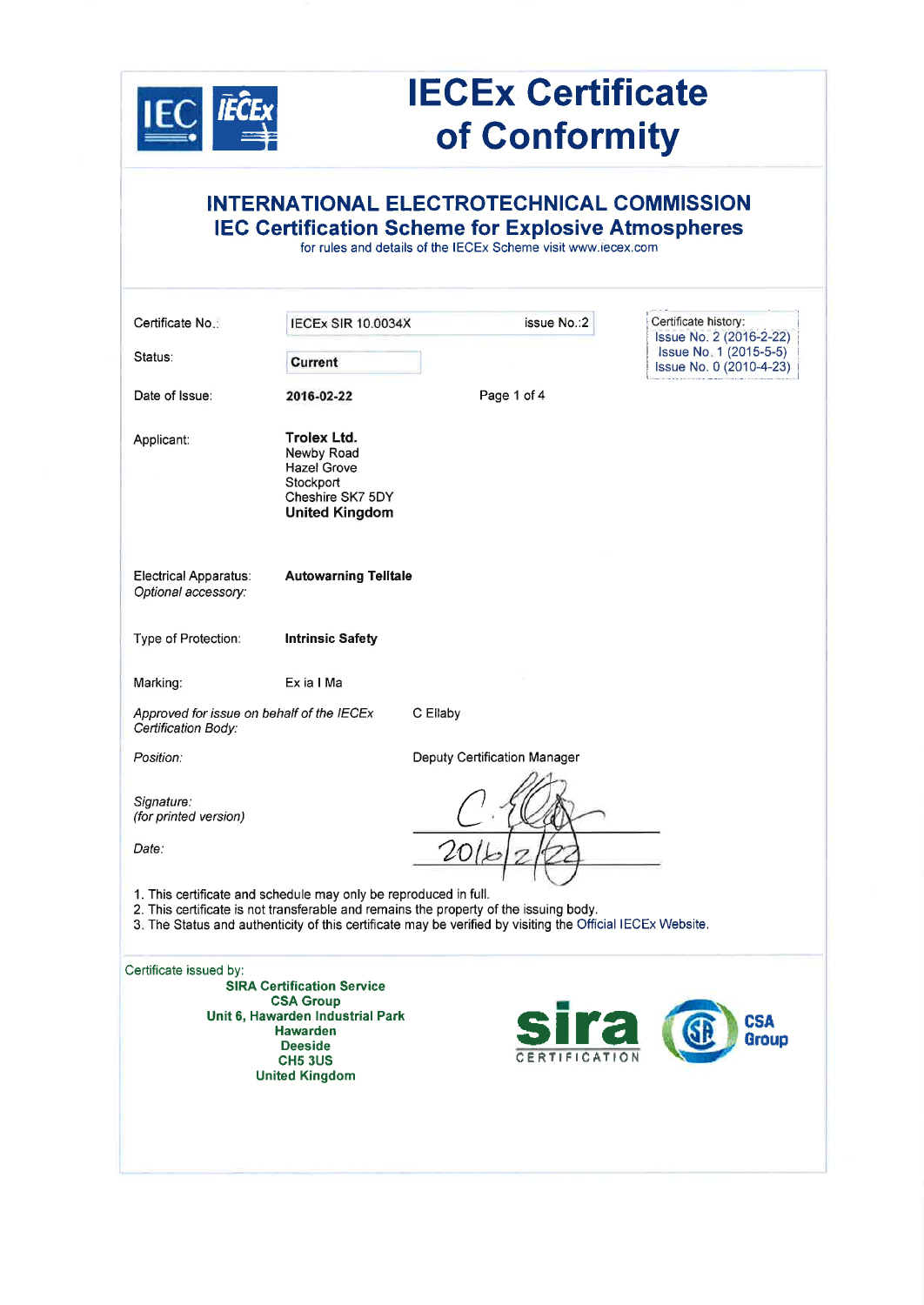# IECEx Certificate of Conformity

## INTERNATIONAL ELECTROTECHNICAL COMMISSION
## IEC Certification Scheme for Explosive Atmospheres

for rules and details of the IECEx Scheme visit www.iecex.com

| | | | |
|---|---|---|---|
| Certificate No.: | IECEx SIR 10.0034X | issue No.:2 | Certificate history: Issue No. 2 (2016-2-22) Issue No. 1 (2015-5-5) Issue No. 0 (2010-4-23) |
| Status: | **Current** | | |
| Date of Issue: | **2016-02-22** | | |

Applicant: **Trolex Ltd.**
Newby Road
Hazel Grove
Stockport
Cheshire SK7 5DY
**United Kingdom**

Electrical Apparatus: **Autowarning Telltale**
*Optional accessory:*

Type of Protection: **Intrinsic Safety**

Marking: Ex ia I Ma

*Approved for issue on behalf of the IECEx Certification Body:* C Ellaby

*Position:* Deputy Certification Manager

*Signature:*
*(for printed version)*

*Date:* 2016/2/22

1. This certificate and schedule may only be reproduced in full.
2. This certificate is not transferable and remains the property of the issuing body.
3. The Status and authenticity of this certificate may be verified by visiting the Official IECEx Website.

Certificate issued by:

**SIRA Certification Service**
**CSA Group**
**Unit 6, Hawarden Industrial Park**
**Hawarden**
**Deeside**
**CH5 3US**
**United Kingdom**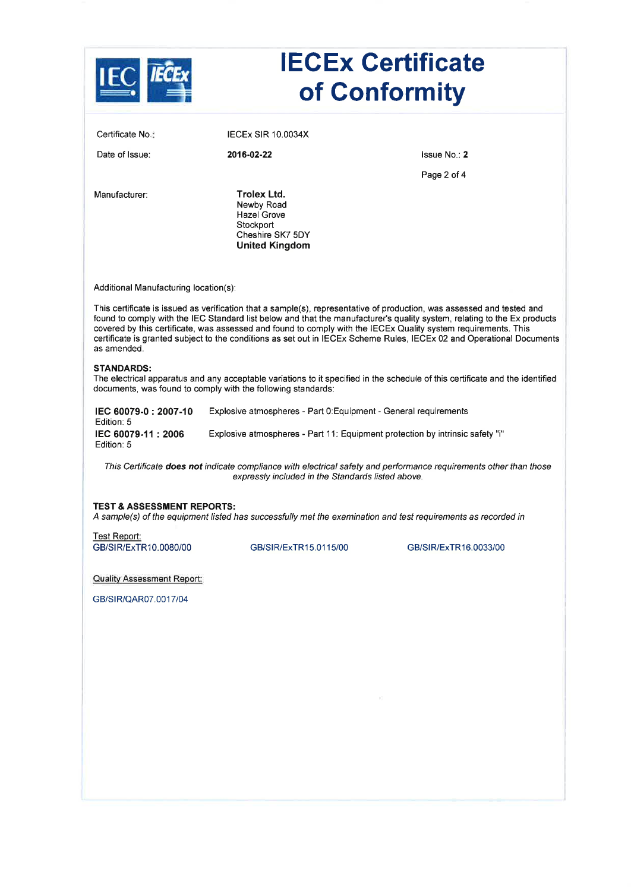# IECEx Certificate of Conformity

Certificate No.: IECEx SIR 10.0034X

Date of Issue: **2016-02-22**

Issue No.: **2**

Manufacturer: **Trolex Ltd.**
Newby Road
Hazel Grove
Stockport
Cheshire SK7 5DY
**United Kingdom**

Additional Manufacturing location(s):

This certificate is issued as verification that a sample(s), representative of production, was assessed and tested and found to comply with the IEC Standard list below and that the manufacturer's quality system, relating to the Ex products covered by this certificate, was assessed and found to comply with the IECEx Quality system requirements. This certificate is granted subject to the conditions as set out in IECEx Scheme Rules, IECEx 02 and Operational Documents as amended.

**STANDARDS:**
The electrical apparatus and any acceptable variations to it specified in the schedule of this certificate and the identified documents, was found to comply with the following standards:

**IEC 60079-0 : 2007-10** Edition: 5 — Explosive atmospheres - Part 0:Equipment - General requirements

**IEC 60079-11 : 2006** Edition: 5 — Explosive atmospheres - Part 11: Equipment protection by intrinsic safety "i"

*This Certificate* ***does not*** *indicate compliance with electrical safety and performance requirements other than those expressly included in the Standards listed above.*

**TEST & ASSESSMENT REPORTS:**
*A sample(s) of the equipment listed has successfully met the examination and test requirements as recorded in*

Test Report:
GB/SIR/ExTR10.0080/00 GB/SIR/ExTR15.0115/00 GB/SIR/ExTR16.0033/00

Quality Assessment Report:
GB/SIR/QAR07.0017/04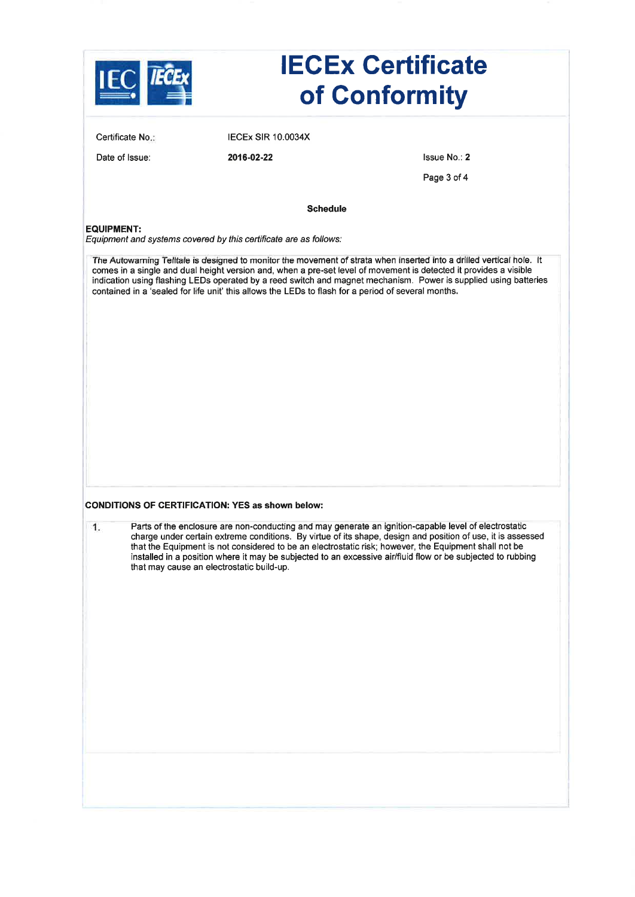# IECEx Certificate of Conformity

Certificate No.: IECEx SIR 10.0034X

Date of Issue: **2016-02-22**

Issue No.: **2**

**Schedule**

**EQUIPMENT:**

*Equipment and systems covered by this certificate are as follows:*

The Autowarning Telltale is designed to monitor the movement of strata when inserted into a drilled vertical hole. It comes in a single and dual height version and, when a pre-set level of movement is detected it provides a visible indication using flashing LEDs operated by a reed switch and magnet mechanism. Power is supplied using batteries contained in a 'sealed for life unit' this allows the LEDs to flash for a period of several months.

**CONDITIONS OF CERTIFICATION: YES as shown below:**

1. Parts of the enclosure are non-conducting and may generate an ignition-capable level of electrostatic charge under certain extreme conditions. By virtue of its shape, design and position of use, it is assessed that the Equipment is not considered to be an electrostatic risk; however, the Equipment shall not be installed in a position where it may be subjected to an excessive air/fluid flow or be subjected to rubbing that may cause an electrostatic build-up.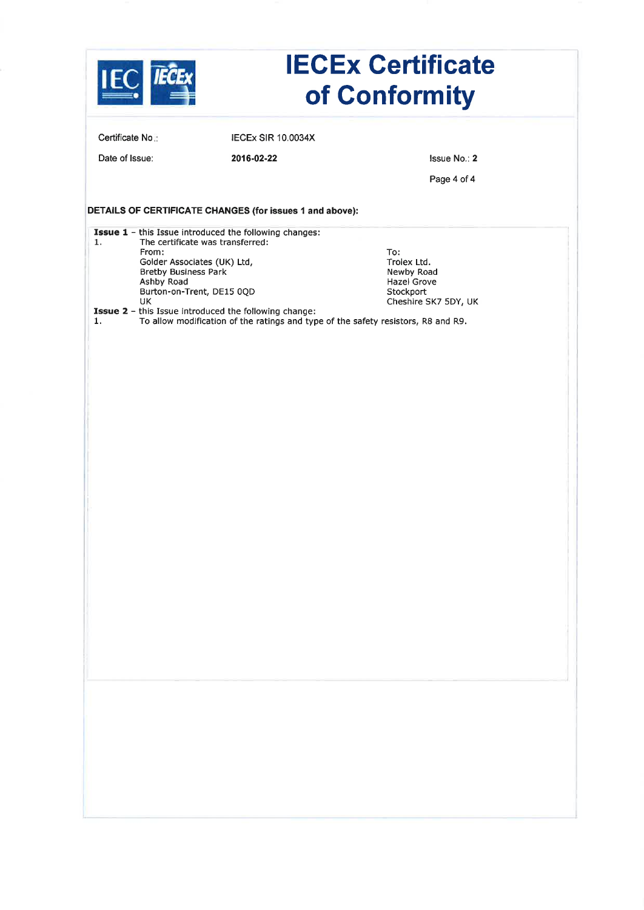# IECEx Certificate of Conformity

Certificate No.: IECEx SIR 10.0034X

Date of Issue: **2016-02-22**

Issue No.: **2**

**DETAILS OF CERTIFICATE CHANGES (for issues 1 and above):**

**Issue 1** – this Issue introduced the following changes:

1. The certificate was transferred:

| From: | To: |
| --- | --- |
| Golder Associates (UK) Ltd, | Trolex Ltd. |
| Bretby Business Park | Newby Road |
| Ashby Road | Hazel Grove |
| Burton-on-Trent, DE15 0QD | Stockport |
| UK | Cheshire SK7 5DY, UK |

**Issue 2** – this Issue introduced the following change:

1. To allow modification of the ratings and type of the safety resistors, R8 and R9.